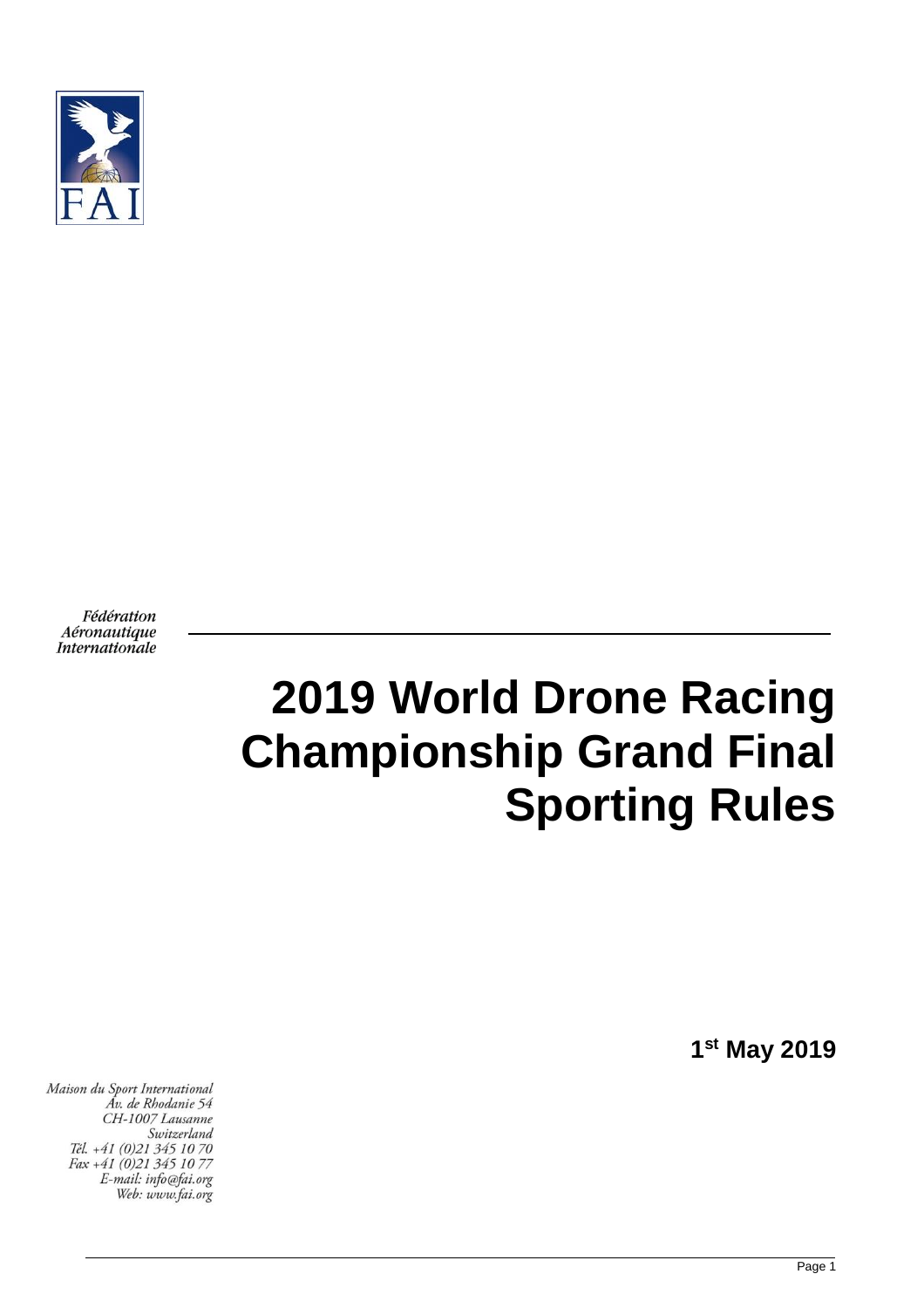FAI

*Fédération Aéronautique Internationale*

# 2019 World Drone Racing Championship Grand Final Sporting Rules

**1st May 2019**

*Maison du Sport International*
*Av. de Rhodanie 54*
*CH-1007 Lausanne*
*Switzerland*
*Tél. +41 (0)21 345 10 70*
*Fax +41 (0)21 345 10 77*
*E-mail: info@fai.org*
*Web: www.fai.org*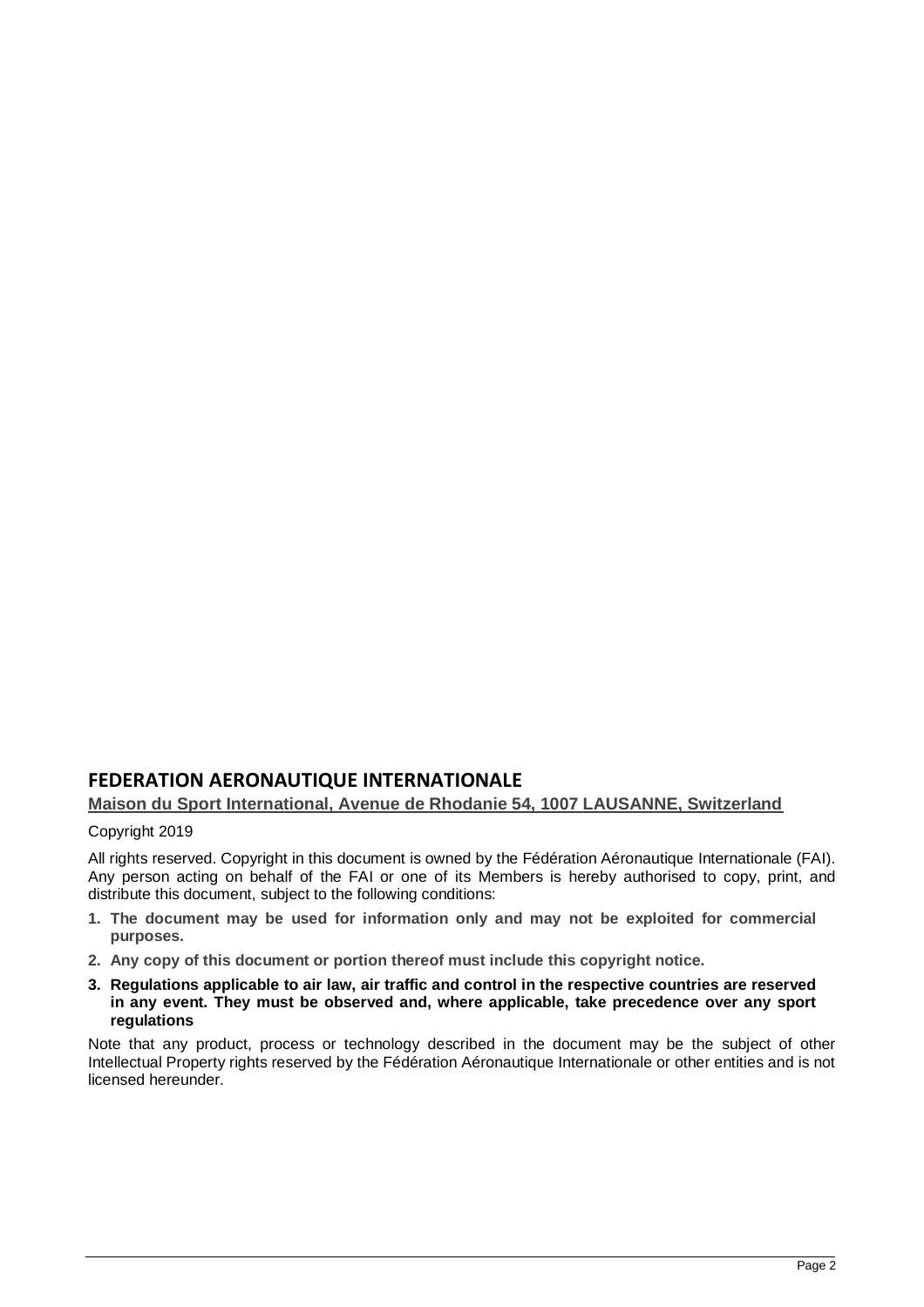## FEDERATION AERONAUTIQUE INTERNATIONALE

**Maison du Sport International, Avenue de Rhodanie 54, 1007 LAUSANNE, Switzerland**

Copyright 2019

All rights reserved. Copyright in this document is owned by the Fédération Aéronautique Internationale (FAI). Any person acting on behalf of the FAI or one of its Members is hereby authorised to copy, print, and distribute this document, subject to the following conditions:

1. **The document may be used for information only and may not be exploited for commercial purposes.**
2. **Any copy of this document or portion thereof must include this copyright notice.**
3. **Regulations applicable to air law, air traffic and control in the respective countries are reserved in any event. They must be observed and, where applicable, take precedence over any sport regulations**

Note that any product, process or technology described in the document may be the subject of other Intellectual Property rights reserved by the Fédération Aéronautique Internationale or other entities and is not licensed hereunder.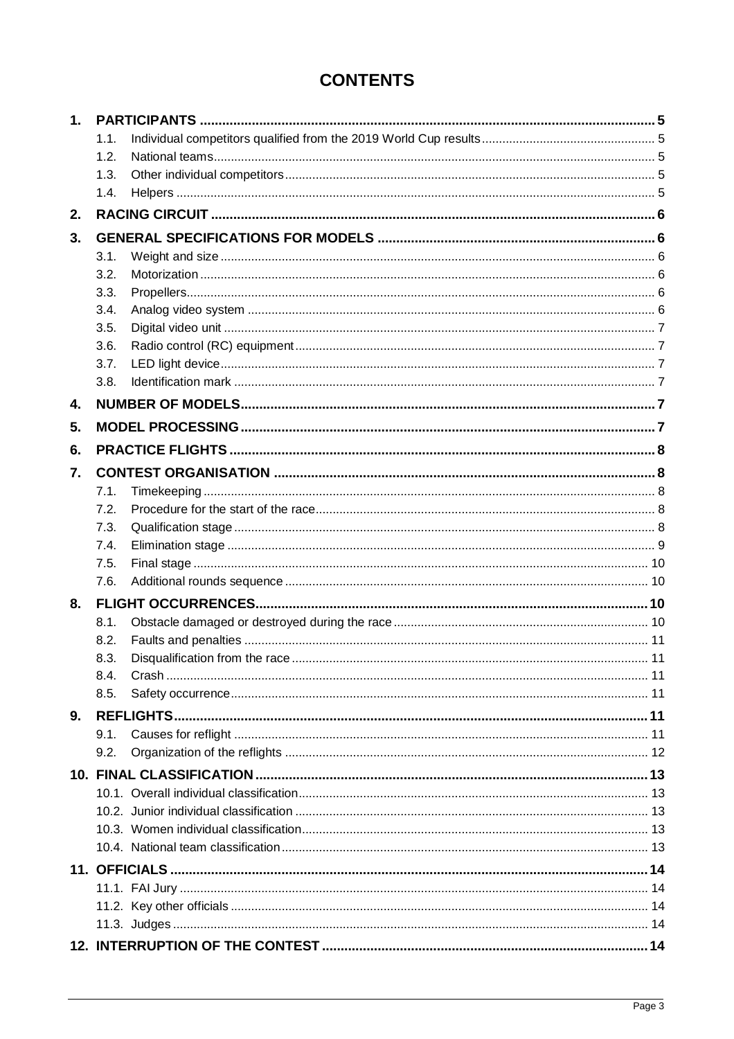# CONTENTS

**1. PARTICIPANTS ........................................................ 5**
- 1.1. Individual competitors qualified from the 2019 World Cup results ........ 5
- 1.2. National teams ........ 5
- 1.3. Other individual competitors ........ 5
- 1.4. Helpers ........ 5

**2. RACING CIRCUIT ........................................................ 6**

**3. GENERAL SPECIFICATIONS FOR MODELS ........................................................ 6**
- 3.1. Weight and size ........ 6
- 3.2. Motorization ........ 6
- 3.3. Propellers ........ 6
- 3.4. Analog video system ........ 6
- 3.5. Digital video unit ........ 7
- 3.6. Radio control (RC) equipment ........ 7
- 3.7. LED light device ........ 7
- 3.8. Identification mark ........ 7

**4. NUMBER OF MODELS ........................................................ 7**

**5. MODEL PROCESSING ........................................................ 7**

**6. PRACTICE FLIGHTS ........................................................ 8**

**7. CONTEST ORGANISATION ........................................................ 8**
- 7.1. Timekeeping ........ 8
- 7.2. Procedure for the start of the race ........ 8
- 7.3. Qualification stage ........ 8
- 7.4. Elimination stage ........ 9
- 7.5. Final stage ........ 10
- 7.6. Additional rounds sequence ........ 10

**8. FLIGHT OCCURRENCES ........................................................ 10**
- 8.1. Obstacle damaged or destroyed during the race ........ 10
- 8.2. Faults and penalties ........ 11
- 8.3. Disqualification from the race ........ 11
- 8.4. Crash ........ 11
- 8.5. Safety occurrence ........ 11

**9. REFLIGHTS ........................................................ 11**
- 9.1. Causes for reflight ........ 11
- 9.2. Organization of the reflights ........ 12

**10. FINAL CLASSIFICATION ........................................................ 13**
- 10.1. Overall individual classification ........ 13
- 10.2. Junior individual classification ........ 13
- 10.3. Women individual classification ........ 13
- 10.4. National team classification ........ 13

**11. OFFICIALS ........................................................ 14**
- 11.1. FAI Jury ........ 14
- 11.2. Key other officials ........ 14
- 11.3. Judges ........ 14

**12. INTERRUPTION OF THE CONTEST ........................................................ 14**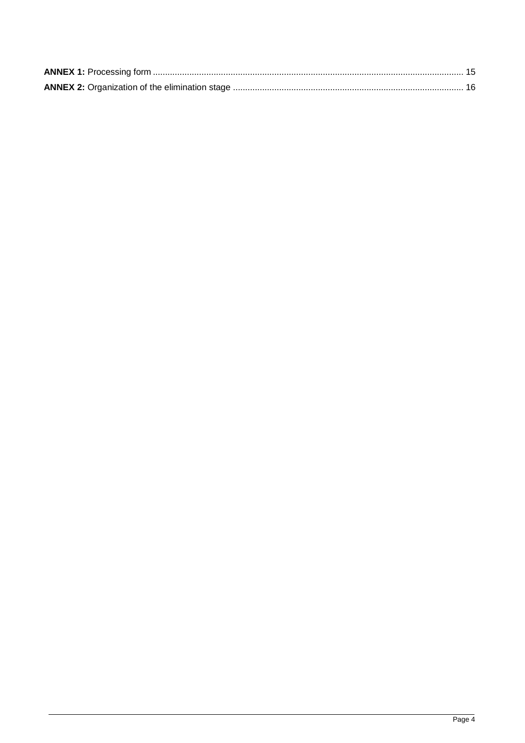**ANNEX 1:** Processing form ............................................................................................................................ 15

**ANNEX 2:** Organization of the elimination stage ........................................................................................... 16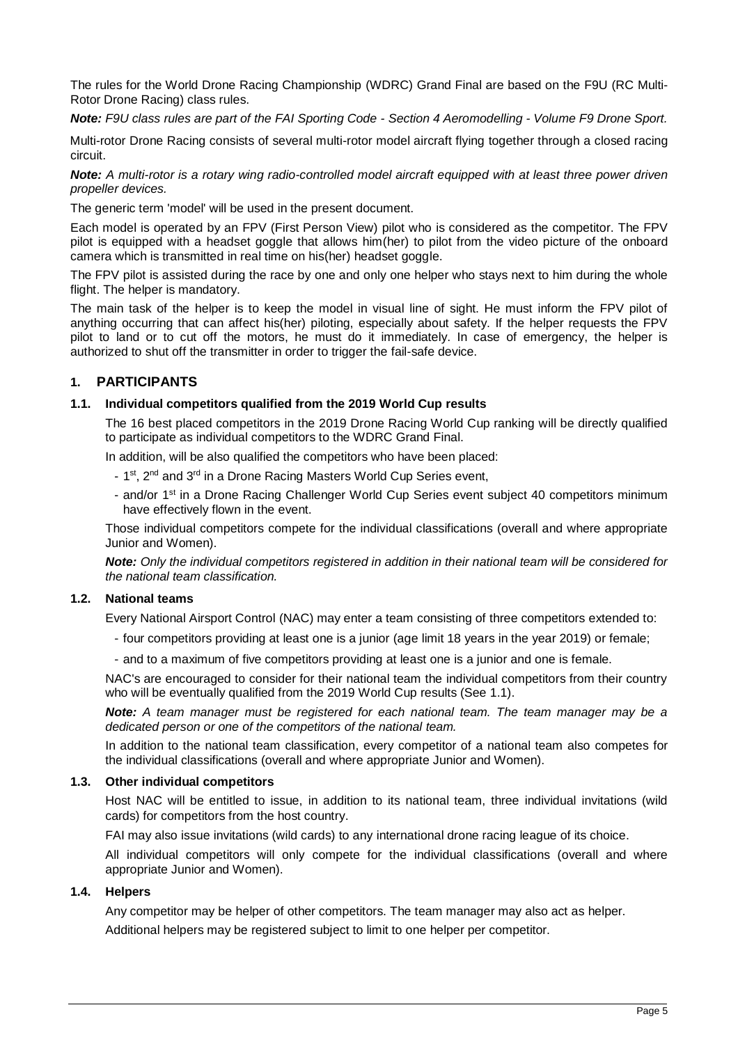The rules for the World Drone Racing Championship (WDRC) Grand Final are based on the F9U (RC Multi-Rotor Drone Racing) class rules.

***Note:*** *F9U class rules are part of the FAI Sporting Code - Section 4 Aeromodelling - Volume F9 Drone Sport.*

Multi-rotor Drone Racing consists of several multi-rotor model aircraft flying together through a closed racing circuit.

***Note:*** *A multi-rotor is a rotary wing radio-controlled model aircraft equipped with at least three power driven propeller devices.*

The generic term 'model' will be used in the present document.

Each model is operated by an FPV (First Person View) pilot who is considered as the competitor. The FPV pilot is equipped with a headset goggle that allows him(her) to pilot from the video picture of the onboard camera which is transmitted in real time on his(her) headset goggle.

The FPV pilot is assisted during the race by one and only one helper who stays next to him during the whole flight. The helper is mandatory.

The main task of the helper is to keep the model in visual line of sight. He must inform the FPV pilot of anything occurring that can affect his(her) piloting, especially about safety. If the helper requests the FPV pilot to land or to cut off the motors, he must do it immediately. In case of emergency, the helper is authorized to shut off the transmitter in order to trigger the fail-safe device.

## 1. PARTICIPANTS

### 1.1. Individual competitors qualified from the 2019 World Cup results

The 16 best placed competitors in the 2019 Drone Racing World Cup ranking will be directly qualified to participate as individual competitors to the WDRC Grand Final.

In addition, will be also qualified the competitors who have been placed:

- 1st, 2nd and 3rd in a Drone Racing Masters World Cup Series event,
- and/or 1st in a Drone Racing Challenger World Cup Series event subject 40 competitors minimum have effectively flown in the event.

Those individual competitors compete for the individual classifications (overall and where appropriate Junior and Women).

***Note:*** *Only the individual competitors registered in addition in their national team will be considered for the national team classification.*

### 1.2. National teams

Every National Airsport Control (NAC) may enter a team consisting of three competitors extended to:

- four competitors providing at least one is a junior (age limit 18 years in the year 2019) or female;
- and to a maximum of five competitors providing at least one is a junior and one is female.

NAC's are encouraged to consider for their national team the individual competitors from their country who will be eventually qualified from the 2019 World Cup results (See 1.1).

***Note:*** *A team manager must be registered for each national team. The team manager may be a dedicated person or one of the competitors of the national team.*

In addition to the national team classification, every competitor of a national team also competes for the individual classifications (overall and where appropriate Junior and Women).

### 1.3. Other individual competitors

Host NAC will be entitled to issue, in addition to its national team, three individual invitations (wild cards) for competitors from the host country.

FAI may also issue invitations (wild cards) to any international drone racing league of its choice.

All individual competitors will only compete for the individual classifications (overall and where appropriate Junior and Women).

### 1.4. Helpers

Any competitor may be helper of other competitors. The team manager may also act as helper.

Additional helpers may be registered subject to limit to one helper per competitor.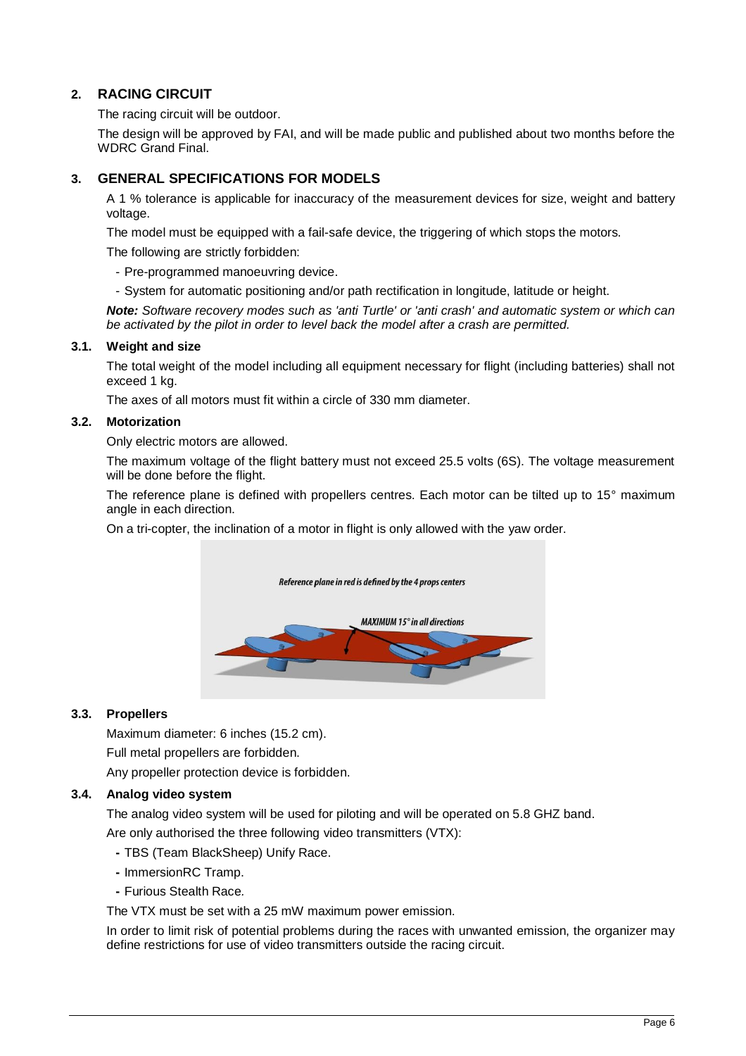## 2. RACING CIRCUIT

The racing circuit will be outdoor.

The design will be approved by FAI, and will be made public and published about two months before the WDRC Grand Final.

## 3. GENERAL SPECIFICATIONS FOR MODELS

A 1 % tolerance is applicable for inaccuracy of the measurement devices for size, weight and battery voltage.

The model must be equipped with a fail-safe device, the triggering of which stops the motors.

The following are strictly forbidden:

- Pre-programmed manoeuvring device.
- System for automatic positioning and/or path rectification in longitude, latitude or height.

***Note:*** *Software recovery modes such as 'anti Turtle' or 'anti crash' and automatic system or which can be activated by the pilot in order to level back the model after a crash are permitted.*

### 3.1. Weight and size

The total weight of the model including all equipment necessary for flight (including batteries) shall not exceed 1 kg.

The axes of all motors must fit within a circle of 330 mm diameter.

### 3.2. Motorization

Only electric motors are allowed.

The maximum voltage of the flight battery must not exceed 25.5 volts (6S). The voltage measurement will be done before the flight.

The reference plane is defined with propellers centres. Each motor can be tilted up to 15° maximum angle in each direction.

On a tri-copter, the inclination of a motor in flight is only allowed with the yaw order.

*Reference plane in red is defined by the 4 props centers*

*MAXIMUM 15° in all directions*

### 3.3. Propellers

Maximum diameter: 6 inches (15.2 cm).

Full metal propellers are forbidden.

Any propeller protection device is forbidden.

### 3.4. Analog video system

The analog video system will be used for piloting and will be operated on 5.8 GHZ band.

Are only authorised the three following video transmitters (VTX):

- TBS (Team BlackSheep) Unify Race.
- ImmersionRC Tramp.
- Furious Stealth Race.

The VTX must be set with a 25 mW maximum power emission.

In order to limit risk of potential problems during the races with unwanted emission, the organizer may define restrictions for use of video transmitters outside the racing circuit.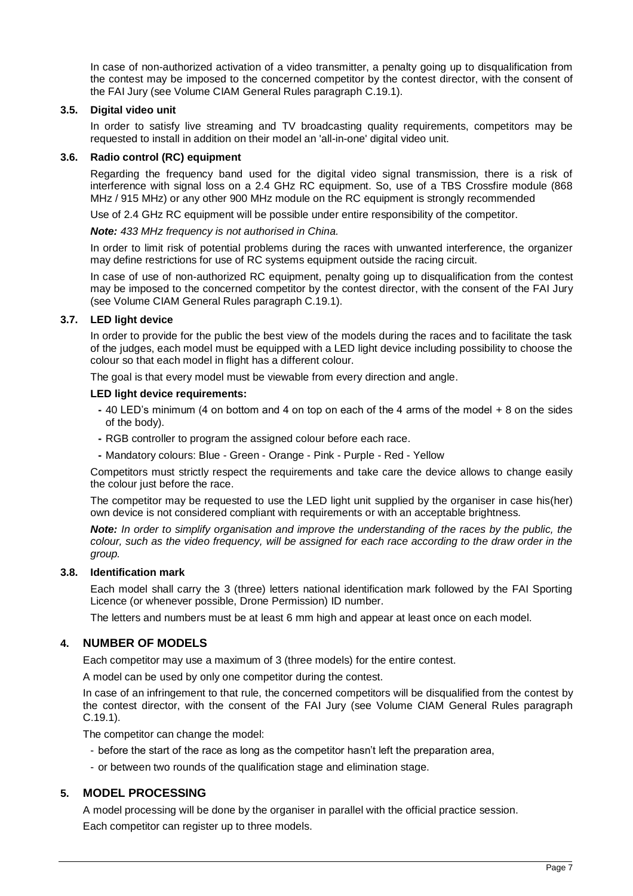In case of non-authorized activation of a video transmitter, a penalty going up to disqualification from the contest may be imposed to the concerned competitor by the contest director, with the consent of the FAI Jury (see Volume CIAM General Rules paragraph C.19.1).

### 3.5. Digital video unit

In order to satisfy live streaming and TV broadcasting quality requirements, competitors may be requested to install in addition on their model an 'all-in-one' digital video unit.

### 3.6. Radio control (RC) equipment

Regarding the frequency band used for the digital video signal transmission, there is a risk of interference with signal loss on a 2.4 GHz RC equipment. So, use of a TBS Crossfire module (868 MHz / 915 MHz) or any other 900 MHz module on the RC equipment is strongly recommended

Use of 2.4 GHz RC equipment will be possible under entire responsibility of the competitor.

***Note:*** *433 MHz frequency is not authorised in China.*

In order to limit risk of potential problems during the races with unwanted interference, the organizer may define restrictions for use of RC systems equipment outside the racing circuit.

In case of use of non-authorized RC equipment, penalty going up to disqualification from the contest may be imposed to the concerned competitor by the contest director, with the consent of the FAI Jury (see Volume CIAM General Rules paragraph C.19.1).

### 3.7. LED light device

In order to provide for the public the best view of the models during the races and to facilitate the task of the judges, each model must be equipped with a LED light device including possibility to choose the colour so that each model in flight has a different colour.

The goal is that every model must be viewable from every direction and angle.

**LED light device requirements:**

- 40 LED's minimum (4 on bottom and 4 on top on each of the 4 arms of the model + 8 on the sides of the body).
- RGB controller to program the assigned colour before each race.
- Mandatory colours: Blue - Green - Orange - Pink - Purple - Red - Yellow

Competitors must strictly respect the requirements and take care the device allows to change easily the colour just before the race.

The competitor may be requested to use the LED light unit supplied by the organiser in case his(her) own device is not considered compliant with requirements or with an acceptable brightness.

***Note:*** *In order to simplify organisation and improve the understanding of the races by the public, the colour, such as the video frequency, will be assigned for each race according to the draw order in the group.*

### 3.8. Identification mark

Each model shall carry the 3 (three) letters national identification mark followed by the FAI Sporting Licence (or whenever possible, Drone Permission) ID number.

The letters and numbers must be at least 6 mm high and appear at least once on each model.

## 4. NUMBER OF MODELS

Each competitor may use a maximum of 3 (three models) for the entire contest.

A model can be used by only one competitor during the contest.

In case of an infringement to that rule, the concerned competitors will be disqualified from the contest by the contest director, with the consent of the FAI Jury (see Volume CIAM General Rules paragraph C.19.1).

The competitor can change the model:

- before the start of the race as long as the competitor hasn't left the preparation area,
- or between two rounds of the qualification stage and elimination stage.

## 5. MODEL PROCESSING

A model processing will be done by the organiser in parallel with the official practice session.

Each competitor can register up to three models.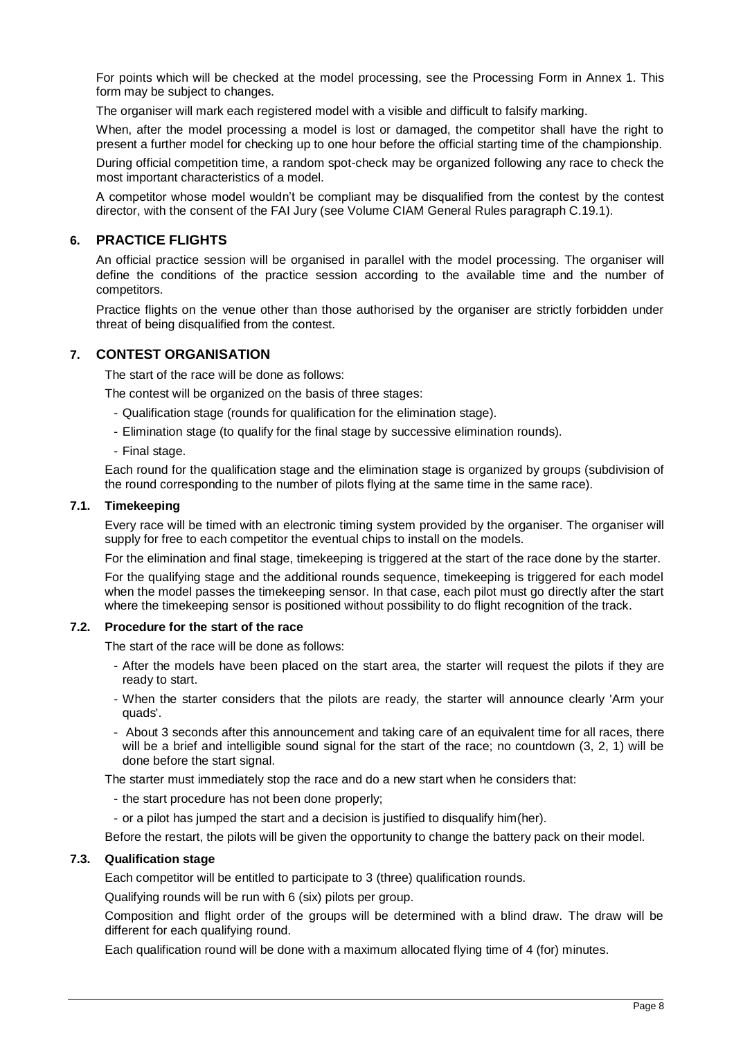For points which will be checked at the model processing, see the Processing Form in Annex 1. This form may be subject to changes.

The organiser will mark each registered model with a visible and difficult to falsify marking.

When, after the model processing a model is lost or damaged, the competitor shall have the right to present a further model for checking up to one hour before the official starting time of the championship.

During official competition time, a random spot-check may be organized following any race to check the most important characteristics of a model.

A competitor whose model wouldn't be compliant may be disqualified from the contest by the contest director, with the consent of the FAI Jury (see Volume CIAM General Rules paragraph C.19.1).

## 6. PRACTICE FLIGHTS

An official practice session will be organised in parallel with the model processing. The organiser will define the conditions of the practice session according to the available time and the number of competitors.

Practice flights on the venue other than those authorised by the organiser are strictly forbidden under threat of being disqualified from the contest.

## 7. CONTEST ORGANISATION

The start of the race will be done as follows:

The contest will be organized on the basis of three stages:

- Qualification stage (rounds for qualification for the elimination stage).
- Elimination stage (to qualify for the final stage by successive elimination rounds).
- Final stage.

Each round for the qualification stage and the elimination stage is organized by groups (subdivision of the round corresponding to the number of pilots flying at the same time in the same race).

### 7.1. Timekeeping

Every race will be timed with an electronic timing system provided by the organiser. The organiser will supply for free to each competitor the eventual chips to install on the models.

For the elimination and final stage, timekeeping is triggered at the start of the race done by the starter.

For the qualifying stage and the additional rounds sequence, timekeeping is triggered for each model when the model passes the timekeeping sensor. In that case, each pilot must go directly after the start where the timekeeping sensor is positioned without possibility to do flight recognition of the track.

### 7.2. Procedure for the start of the race

The start of the race will be done as follows:

- After the models have been placed on the start area, the starter will request the pilots if they are ready to start.
- When the starter considers that the pilots are ready, the starter will announce clearly 'Arm your quads'.
- About 3 seconds after this announcement and taking care of an equivalent time for all races, there will be a brief and intelligible sound signal for the start of the race; no countdown (3, 2, 1) will be done before the start signal.

The starter must immediately stop the race and do a new start when he considers that:

- the start procedure has not been done properly;
- or a pilot has jumped the start and a decision is justified to disqualify him(her).

Before the restart, the pilots will be given the opportunity to change the battery pack on their model.

### 7.3. Qualification stage

Each competitor will be entitled to participate to 3 (three) qualification rounds.

Qualifying rounds will be run with 6 (six) pilots per group.

Composition and flight order of the groups will be determined with a blind draw. The draw will be different for each qualifying round.

Each qualification round will be done with a maximum allocated flying time of 4 (for) minutes.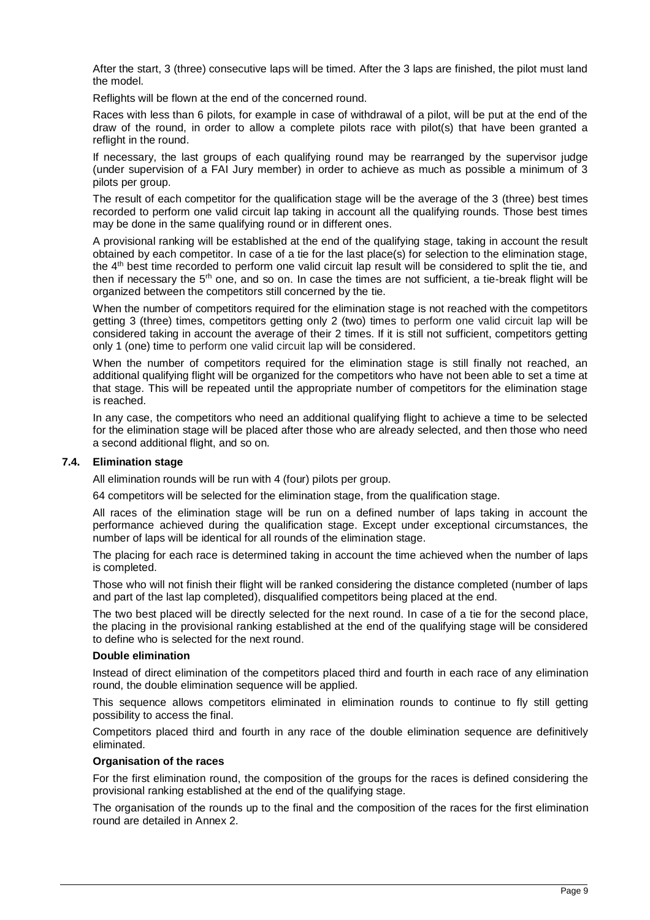After the start, 3 (three) consecutive laps will be timed. After the 3 laps are finished, the pilot must land the model.

Reflights will be flown at the end of the concerned round.

Races with less than 6 pilots, for example in case of withdrawal of a pilot, will be put at the end of the draw of the round, in order to allow a complete pilots race with pilot(s) that have been granted a reflight in the round.

If necessary, the last groups of each qualifying round may be rearranged by the supervisor judge (under supervision of a FAI Jury member) in order to achieve as much as possible a minimum of 3 pilots per group.

The result of each competitor for the qualification stage will be the average of the 3 (three) best times recorded to perform one valid circuit lap taking in account all the qualifying rounds. Those best times may be done in the same qualifying round or in different ones.

A provisional ranking will be established at the end of the qualifying stage, taking in account the result obtained by each competitor. In case of a tie for the last place(s) for selection to the elimination stage, the 4th best time recorded to perform one valid circuit lap result will be considered to split the tie, and then if necessary the 5rh one, and so on. In case the times are not sufficient, a tie-break flight will be organized between the competitors still concerned by the tie.

When the number of competitors required for the elimination stage is not reached with the competitors getting 3 (three) times, competitors getting only 2 (two) times to perform one valid circuit lap will be considered taking in account the average of their 2 times. If it is still not sufficient, competitors getting only 1 (one) time to perform one valid circuit lap will be considered.

When the number of competitors required for the elimination stage is still finally not reached, an additional qualifying flight will be organized for the competitors who have not been able to set a time at that stage. This will be repeated until the appropriate number of competitors for the elimination stage is reached.

In any case, the competitors who need an additional qualifying flight to achieve a time to be selected for the elimination stage will be placed after those who are already selected, and then those who need a second additional flight, and so on.

### 7.4. Elimination stage

All elimination rounds will be run with 4 (four) pilots per group.

64 competitors will be selected for the elimination stage, from the qualification stage.

All races of the elimination stage will be run on a defined number of laps taking in account the performance achieved during the qualification stage. Except under exceptional circumstances, the number of laps will be identical for all rounds of the elimination stage.

The placing for each race is determined taking in account the time achieved when the number of laps is completed.

Those who will not finish their flight will be ranked considering the distance completed (number of laps and part of the last lap completed), disqualified competitors being placed at the end.

The two best placed will be directly selected for the next round. In case of a tie for the second place, the placing in the provisional ranking established at the end of the qualifying stage will be considered to define who is selected for the next round.

**Double elimination**

Instead of direct elimination of the competitors placed third and fourth in each race of any elimination round, the double elimination sequence will be applied.

This sequence allows competitors eliminated in elimination rounds to continue to fly still getting possibility to access the final.

Competitors placed third and fourth in any race of the double elimination sequence are definitively eliminated.

**Organisation of the races**

For the first elimination round, the composition of the groups for the races is defined considering the provisional ranking established at the end of the qualifying stage.

The organisation of the rounds up to the final and the composition of the races for the first elimination round are detailed in Annex 2.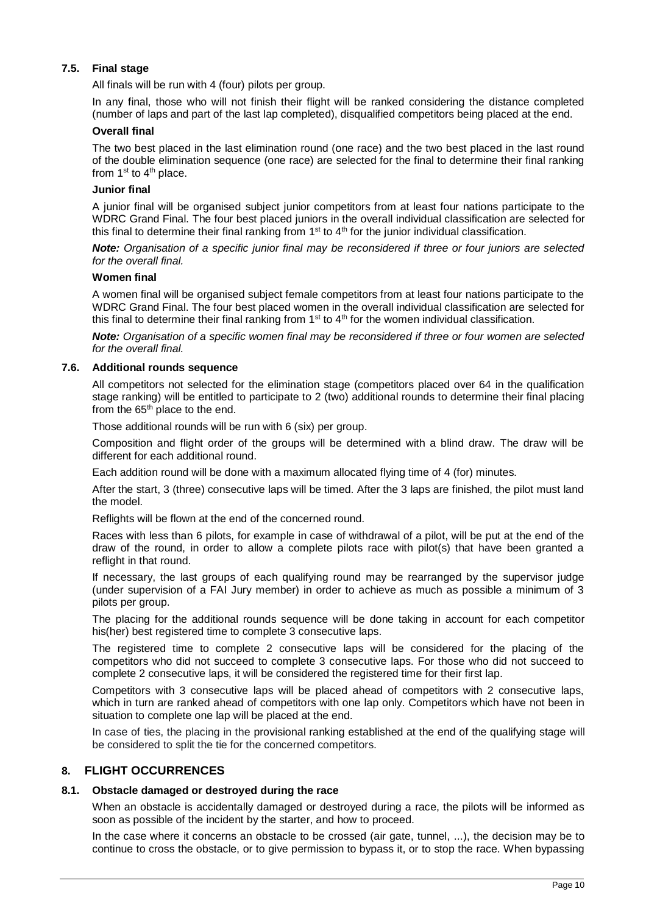### 7.5. Final stage

All finals will be run with 4 (four) pilots per group.

In any final, those who will not finish their flight will be ranked considering the distance completed (number of laps and part of the last lap completed), disqualified competitors being placed at the end.

**Overall final**

The two best placed in the last elimination round (one race) and the two best placed in the last round of the double elimination sequence (one race) are selected for the final to determine their final ranking from 1st to 4th place.

**Junior final**

A junior final will be organised subject junior competitors from at least four nations participate to the WDRC Grand Final. The four best placed juniors in the overall individual classification are selected for this final to determine their final ranking from 1st to 4th for the junior individual classification.

***Note:*** *Organisation of a specific junior final may be reconsidered if three or four juniors are selected for the overall final.*

**Women final**

A women final will be organised subject female competitors from at least four nations participate to the WDRC Grand Final. The four best placed women in the overall individual classification are selected for this final to determine their final ranking from 1st to 4th for the women individual classification.

***Note:*** *Organisation of a specific women final may be reconsidered if three or four women are selected for the overall final.*

### 7.6. Additional rounds sequence

All competitors not selected for the elimination stage (competitors placed over 64 in the qualification stage ranking) will be entitled to participate to 2 (two) additional rounds to determine their final placing from the 65th place to the end.

Those additional rounds will be run with 6 (six) per group.

Composition and flight order of the groups will be determined with a blind draw. The draw will be different for each additional round.

Each addition round will be done with a maximum allocated flying time of 4 (for) minutes.

After the start, 3 (three) consecutive laps will be timed. After the 3 laps are finished, the pilot must land the model.

Reflights will be flown at the end of the concerned round.

Races with less than 6 pilots, for example in case of withdrawal of a pilot, will be put at the end of the draw of the round, in order to allow a complete pilots race with pilot(s) that have been granted a reflight in that round.

If necessary, the last groups of each qualifying round may be rearranged by the supervisor judge (under supervision of a FAI Jury member) in order to achieve as much as possible a minimum of 3 pilots per group.

The placing for the additional rounds sequence will be done taking in account for each competitor his(her) best registered time to complete 3 consecutive laps.

The registered time to complete 2 consecutive laps will be considered for the placing of the competitors who did not succeed to complete 3 consecutive laps. For those who did not succeed to complete 2 consecutive laps, it will be considered the registered time for their first lap.

Competitors with 3 consecutive laps will be placed ahead of competitors with 2 consecutive laps, which in turn are ranked ahead of competitors with one lap only. Competitors which have not been in situation to complete one lap will be placed at the end.

In case of ties, the placing in the provisional ranking established at the end of the qualifying stage will be considered to split the tie for the concerned competitors.

## 8. FLIGHT OCCURRENCES

### 8.1. Obstacle damaged or destroyed during the race

When an obstacle is accidentally damaged or destroyed during a race, the pilots will be informed as soon as possible of the incident by the starter, and how to proceed.

In the case where it concerns an obstacle to be crossed (air gate, tunnel, ...), the decision may be to continue to cross the obstacle, or to give permission to bypass it, or to stop the race. When bypassing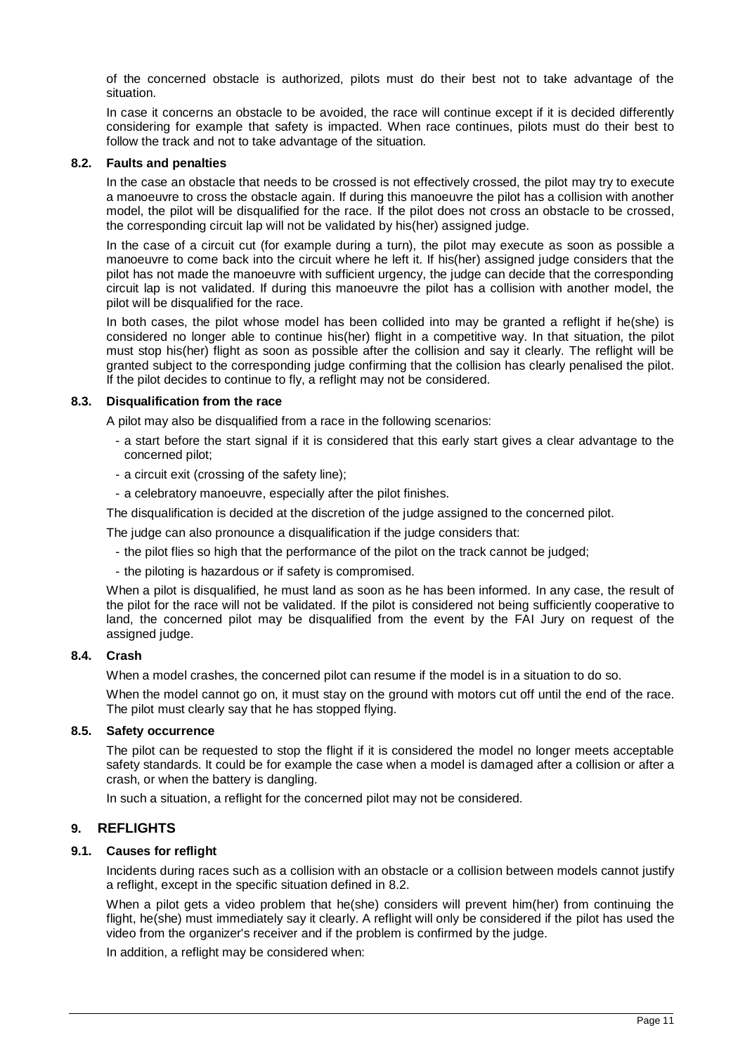of the concerned obstacle is authorized, pilots must do their best not to take advantage of the situation.

In case it concerns an obstacle to be avoided, the race will continue except if it is decided differently considering for example that safety is impacted. When race continues, pilots must do their best to follow the track and not to take advantage of the situation.

### 8.2. Faults and penalties

In the case an obstacle that needs to be crossed is not effectively crossed, the pilot may try to execute a manoeuvre to cross the obstacle again. If during this manoeuvre the pilot has a collision with another model, the pilot will be disqualified for the race. If the pilot does not cross an obstacle to be crossed, the corresponding circuit lap will not be validated by his(her) assigned judge.

In the case of a circuit cut (for example during a turn), the pilot may execute as soon as possible a manoeuvre to come back into the circuit where he left it. If his(her) assigned judge considers that the pilot has not made the manoeuvre with sufficient urgency, the judge can decide that the corresponding circuit lap is not validated. If during this manoeuvre the pilot has a collision with another model, the pilot will be disqualified for the race.

In both cases, the pilot whose model has been collided into may be granted a reflight if he(she) is considered no longer able to continue his(her) flight in a competitive way. In that situation, the pilot must stop his(her) flight as soon as possible after the collision and say it clearly. The reflight will be granted subject to the corresponding judge confirming that the collision has clearly penalised the pilot. If the pilot decides to continue to fly, a reflight may not be considered.

### 8.3. Disqualification from the race

A pilot may also be disqualified from a race in the following scenarios:

- a start before the start signal if it is considered that this early start gives a clear advantage to the concerned pilot;
- a circuit exit (crossing of the safety line);
- a celebratory manoeuvre, especially after the pilot finishes.

The disqualification is decided at the discretion of the judge assigned to the concerned pilot.

The judge can also pronounce a disqualification if the judge considers that:

- the pilot flies so high that the performance of the pilot on the track cannot be judged;
- the piloting is hazardous or if safety is compromised.

When a pilot is disqualified, he must land as soon as he has been informed. In any case, the result of the pilot for the race will not be validated. If the pilot is considered not being sufficiently cooperative to land, the concerned pilot may be disqualified from the event by the FAI Jury on request of the assigned judge.

### 8.4. Crash

When a model crashes, the concerned pilot can resume if the model is in a situation to do so.

When the model cannot go on, it must stay on the ground with motors cut off until the end of the race. The pilot must clearly say that he has stopped flying.

### 8.5. Safety occurrence

The pilot can be requested to stop the flight if it is considered the model no longer meets acceptable safety standards. It could be for example the case when a model is damaged after a collision or after a crash, or when the battery is dangling.

In such a situation, a reflight for the concerned pilot may not be considered.

## 9. REFLIGHTS

### 9.1. Causes for reflight

Incidents during races such as a collision with an obstacle or a collision between models cannot justify a reflight, except in the specific situation defined in 8.2.

When a pilot gets a video problem that he(she) considers will prevent him(her) from continuing the flight, he(she) must immediately say it clearly. A reflight will only be considered if the pilot has used the video from the organizer's receiver and if the problem is confirmed by the judge.

In addition, a reflight may be considered when: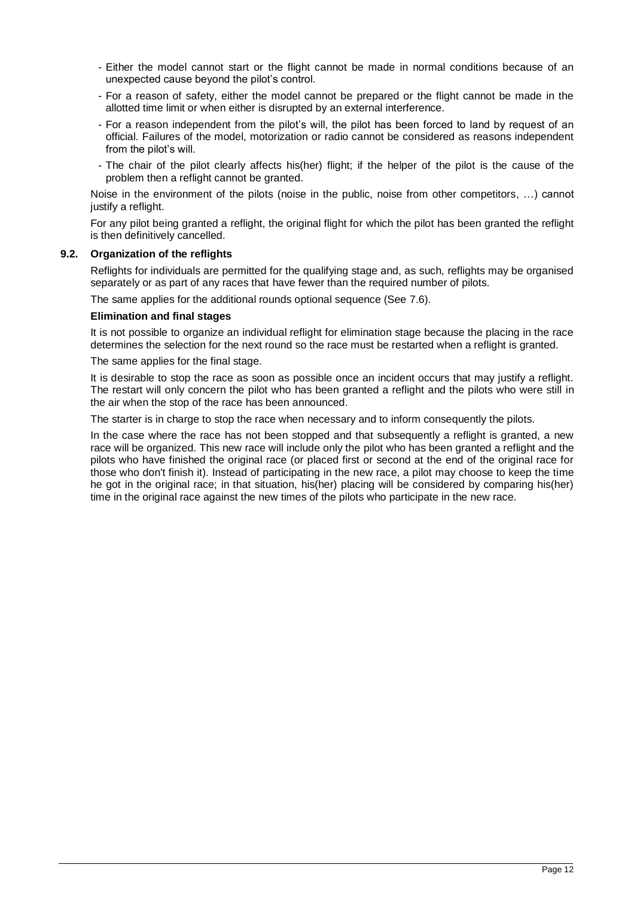- Either the model cannot start or the flight cannot be made in normal conditions because of an unexpected cause beyond the pilot's control.
- For a reason of safety, either the model cannot be prepared or the flight cannot be made in the allotted time limit or when either is disrupted by an external interference.
- For a reason independent from the pilot's will, the pilot has been forced to land by request of an official. Failures of the model, motorization or radio cannot be considered as reasons independent from the pilot's will.
- The chair of the pilot clearly affects his(her) flight; if the helper of the pilot is the cause of the problem then a reflight cannot be granted.

Noise in the environment of the pilots (noise in the public, noise from other competitors, …) cannot justify a reflight.

For any pilot being granted a reflight, the original flight for which the pilot has been granted the reflight is then definitively cancelled.

### 9.2. Organization of the reflights

Reflights for individuals are permitted for the qualifying stage and, as such, reflights may be organised separately or as part of any races that have fewer than the required number of pilots.

The same applies for the additional rounds optional sequence (See 7.6).

**Elimination and final stages**

It is not possible to organize an individual reflight for elimination stage because the placing in the race determines the selection for the next round so the race must be restarted when a reflight is granted.

The same applies for the final stage.

It is desirable to stop the race as soon as possible once an incident occurs that may justify a reflight. The restart will only concern the pilot who has been granted a reflight and the pilots who were still in the air when the stop of the race has been announced.

The starter is in charge to stop the race when necessary and to inform consequently the pilots.

In the case where the race has not been stopped and that subsequently a reflight is granted, a new race will be organized. This new race will include only the pilot who has been granted a reflight and the pilots who have finished the original race (or placed first or second at the end of the original race for those who don't finish it). Instead of participating in the new race, a pilot may choose to keep the time he got in the original race; in that situation, his(her) placing will be considered by comparing his(her) time in the original race against the new times of the pilots who participate in the new race.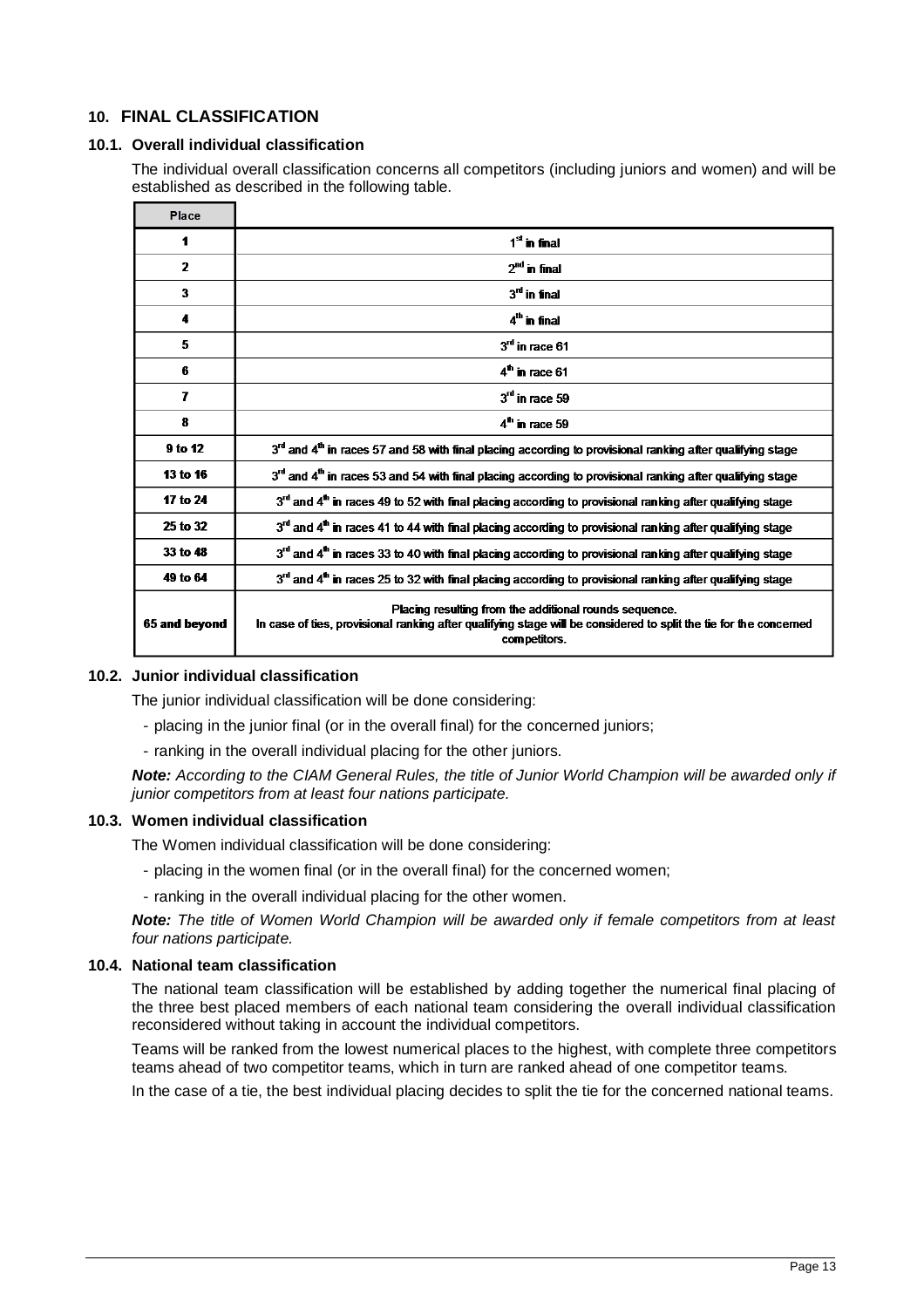## 10. FINAL CLASSIFICATION

### 10.1. Overall individual classification

The individual overall classification concerns all competitors (including juniors and women) and will be established as described in the following table.

| Place | |
|---|---|
| 1 | 1st in final |
| 2 | 2nd in final |
| 3 | 3rd in final |
| 4 | 4th in final |
| 5 | 3rd in race 61 |
| 6 | 4th in race 61 |
| 7 | 3rd in race 59 |
| 8 | 4th in race 59 |
| 9 to 12 | 3rd and 4th in races 57 and 58 with final placing according to provisional ranking after qualifying stage |
| 13 to 16 | 3rd and 4th in races 53 and 54 with final placing according to provisional ranking after qualifying stage |
| 17 to 24 | 3rd and 4th in races 49 to 52 with final placing according to provisional ranking after qualifying stage |
| 25 to 32 | 3rd and 4th in races 41 to 44 with final placing according to provisional ranking after qualifying stage |
| 33 to 48 | 3rd and 4th in races 33 to 40 with final placing according to provisional ranking after qualifying stage |
| 49 to 64 | 3rd and 4th in races 25 to 32 with final placing according to provisional ranking after qualifying stage |
| 65 and beyond | Placing resulting from the additional rounds sequence. In case of ties, provisional ranking after qualifying stage will be considered to split the tie for the concerned competitors. |

### 10.2. Junior individual classification

The junior individual classification will be done considering:

- placing in the junior final (or in the overall final) for the concerned juniors;
- ranking in the overall individual placing for the other juniors.

***Note:*** *According to the CIAM General Rules, the title of Junior World Champion will be awarded only if junior competitors from at least four nations participate.*

### 10.3. Women individual classification

The Women individual classification will be done considering:

- placing in the women final (or in the overall final) for the concerned women;
- ranking in the overall individual placing for the other women.

***Note:*** *The title of Women World Champion will be awarded only if female competitors from at least four nations participate.*

### 10.4. National team classification

The national team classification will be established by adding together the numerical final placing of the three best placed members of each national team considering the overall individual classification reconsidered without taking in account the individual competitors.

Teams will be ranked from the lowest numerical places to the highest, with complete three competitors teams ahead of two competitor teams, which in turn are ranked ahead of one competitor teams.

In the case of a tie, the best individual placing decides to split the tie for the concerned national teams.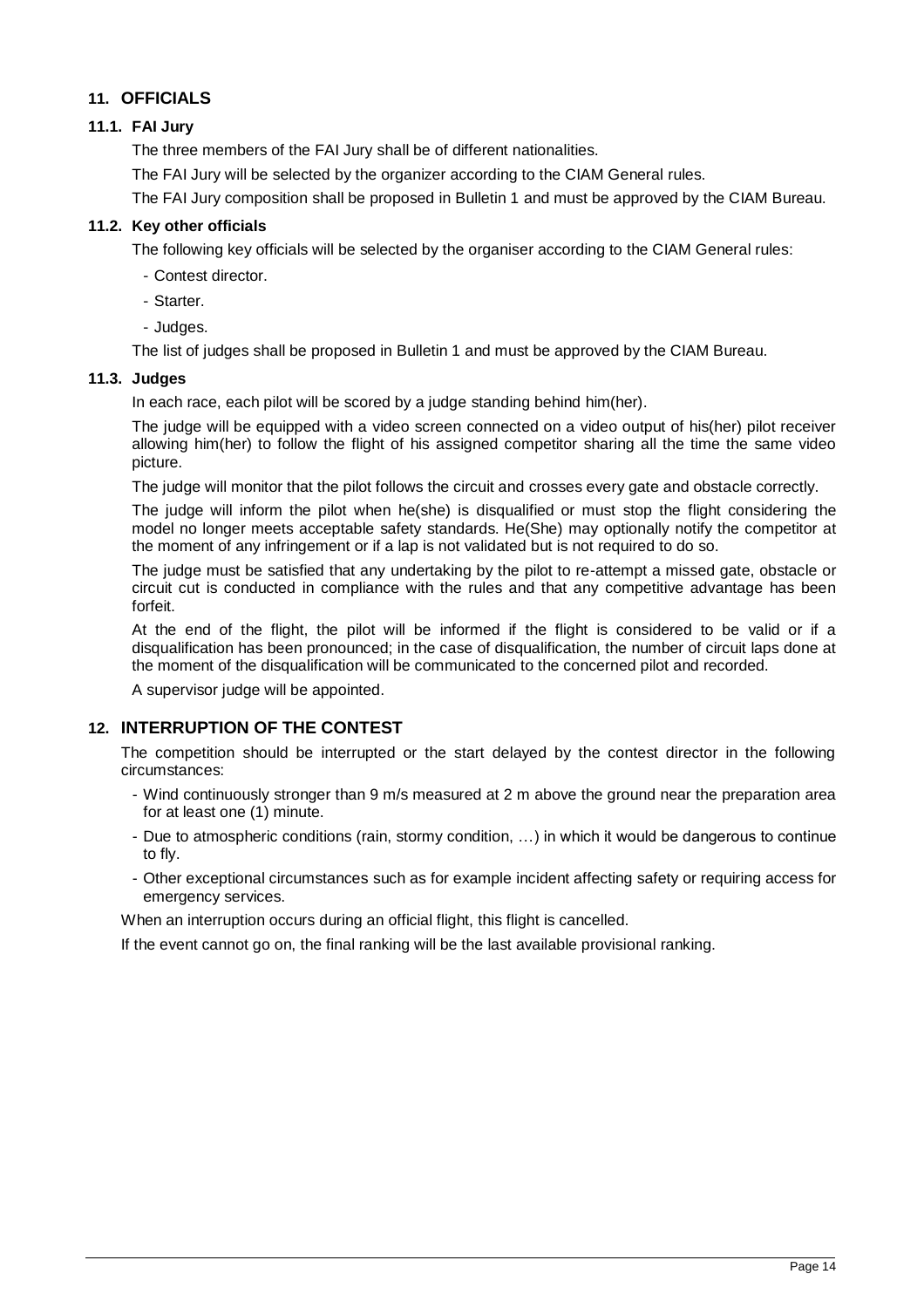## 11. OFFICIALS

### 11.1. FAI Jury

The three members of the FAI Jury shall be of different nationalities.

The FAI Jury will be selected by the organizer according to the CIAM General rules.

The FAI Jury composition shall be proposed in Bulletin 1 and must be approved by the CIAM Bureau.

### 11.2. Key other officials

The following key officials will be selected by the organiser according to the CIAM General rules:

- Contest director.
- Starter.
- Judges.

The list of judges shall be proposed in Bulletin 1 and must be approved by the CIAM Bureau.

### 11.3. Judges

In each race, each pilot will be scored by a judge standing behind him(her).

The judge will be equipped with a video screen connected on a video output of his(her) pilot receiver allowing him(her) to follow the flight of his assigned competitor sharing all the time the same video picture.

The judge will monitor that the pilot follows the circuit and crosses every gate and obstacle correctly.

The judge will inform the pilot when he(she) is disqualified or must stop the flight considering the model no longer meets acceptable safety standards. He(She) may optionally notify the competitor at the moment of any infringement or if a lap is not validated but is not required to do so.

The judge must be satisfied that any undertaking by the pilot to re-attempt a missed gate, obstacle or circuit cut is conducted in compliance with the rules and that any competitive advantage has been forfeit.

At the end of the flight, the pilot will be informed if the flight is considered to be valid or if a disqualification has been pronounced; in the case of disqualification, the number of circuit laps done at the moment of the disqualification will be communicated to the concerned pilot and recorded.

A supervisor judge will be appointed.

## 12. INTERRUPTION OF THE CONTEST

The competition should be interrupted or the start delayed by the contest director in the following circumstances:

- Wind continuously stronger than 9 m/s measured at 2 m above the ground near the preparation area for at least one (1) minute.
- Due to atmospheric conditions (rain, stormy condition, …) in which it would be dangerous to continue to fly.
- Other exceptional circumstances such as for example incident affecting safety or requiring access for emergency services.

When an interruption occurs during an official flight, this flight is cancelled.

If the event cannot go on, the final ranking will be the last available provisional ranking.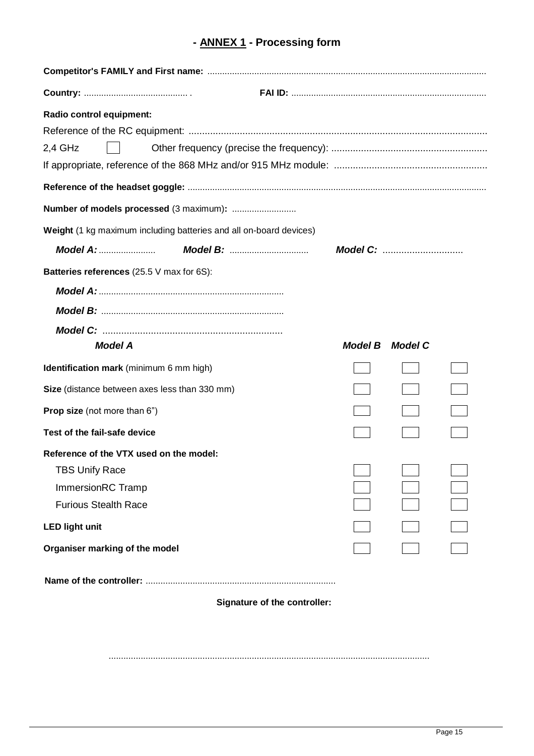## - ANNEX 1 - Processing form

**Competitor's FAMILY and First name:** ..............................................................................................................

**Country:** .......................................... .  **FAI ID:** ..............................................................................

**Radio control equipment:**

Reference of the RC equipment: ..............................................................................................................

2,4 GHz ☐  Other frequency (precise the frequency): .........................................................

If appropriate, reference of the 868 MHz and/or 915 MHz module: .........................................................

**Reference of the headset goggle:** .......................................................................................................................

**Number of models processed** (3 maximum)**:** ..........................

**Weight** (1 kg maximum including batteries and all on-board devices)

***Model A:*** .......................  ***Model B:*** ................................  ***Model C:*** ..............................

**Batteries references** (25.5 V max for 6S):

***Model A:*** ..........................................................................

***Model B:*** .........................................................................

***Model C:*** ..................................................................

| | ***Model A*** | ***Model B*** | ***Model C*** |
|---|---|---|---|
| **Identification mark** (minimum 6 mm high) | ☐ | ☐ | ☐ |
| **Size** (distance between axes less than 330 mm) | ☐ | ☐ | ☐ |
| **Prop size** (not more than 6") | ☐ | ☐ | ☐ |
| **Test of the fail-safe device** | ☐ | ☐ | ☐ |
| **Reference of the VTX used on the model:** | | | |
| TBS Unify Race | ☐ | ☐ | ☐ |
| ImmersionRC Tramp | ☐ | ☐ | ☐ |
| Furious Stealth Race | ☐ | ☐ | ☐ |
| **LED light unit** | ☐ | ☐ | ☐ |
| **Organiser marking of the model** | ☐ | ☐ | ☐ |

**Name of the controller:** ............................................................................

**Signature of the controller:**

................................................................................................................................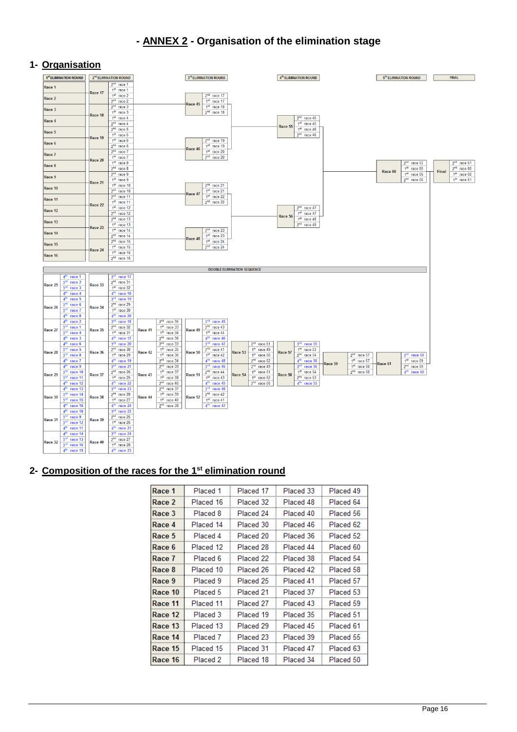# - ANNEX 2 - Organisation of the elimination stage

## 1- Organisation

1st ELIMINATION ROUND | 2nd ELIMINATION ROUND | 3rd ELIMINATION ROUND | 4th ELIMINATION ROUND | 5th ELIMINATION ROUND | FINAL

| Race | Composition |
|---|---|
| Race 17 | 2nd race 1, 1st race 1, 1st race 2, 2nd race 2 |
| Race 18 | 2nd race 3, 1st race 3, 1st race 4, 2nd race 4 |
| Race 19 | 2nd race 5, 1st race 5, 1st race 6, 2nd race 6 |
| Race 20 | 2nd race 7, 1st race 7, 1st race 8, 2nd race 8 |
| Race 21 | 2nd race 9, 1st race 9, 1st race 10, 2nd race 10 |
| Race 22 | 2nd race 11, 1st race 11, 1st race 12, 2nd race 12 |
| Race 23 | 2nd race 13, 1st race 13, 1st race 14, 2nd race 14 |
| Race 24 | 2nd race 15, 1st race 15, 1st race 16, 2nd race 16 |
| Race 45 | 2nd race 17, 1st race 17, 1st race 18, 2nd race 18 |
| Race 46 | 2nd race 19, 1st race 19, 1st race 20, 2nd race 20 |
| Race 47 | 2nd race 21, 1st race 21, 1st race 22, 2nd race 22 |
| Race 48 | 2nd race 23, 1st race 23, 1st race 24, 2nd race 24 |
| Race 55 | 2nd race 45, 1st race 45, 1st race 46, 2nd race 46 |
| Race 56 | 2nd race 47, 1st race 47, 1st race 48, 2nd race 48 |
| Race 60 | 2nd race 55, 1st race 55, 1st race 56, 2nd race 56 |
| Final | 2nd race 61, 2nd race 60, 1st race 60, 1st race 61 |

DOUBLE ELIMINATION SEQUENCE

| Race | Composition |
|---|---|
| Race 25 | 4th race 1, 3rd race 2, 3rd race 3, 4th race 4 |
| Race 26 | 4th race 5, 3rd race 6, 3rd race 7, 4th race 8 |
| Race 27 | 4th race 2, 3rd race 1, 3rd race 4, 4th race 3 |
| Race 28 | 4th race 6, 3rd race 5, 3rd race 8, 4th race 7 |
| Race 29 | 4th race 9, 3rd race 10, 3rd race 11, 4th race 12 |
| Race 30 | 4th race 13, 3rd race 14, 3rd race 15, 4th race 16 |
| Race 31 | 4th race 10, 3rd race 9, 3rd race 12, 4th race 11 |
| Race 32 | 4th race 14, 3rd race 13, 3rd race 16, 4th race 15 |
| Race 33 | 3rd race 17, 2nd race 31, 1st race 32, 4th race 18 |
| Race 34 | 3rd race 19, 2nd race 29, 1st race 30, 4th race 20 |
| Race 35 | 3rd race 18, 2nd race 32, 1st race 31, 4th race 17 |
| Race 36 | 3rd race 20, 2nd race 30, 1st race 29, 4th race 19 |
| Race 37 | 3rd race 21, 2nd race 26, 1st race 25, 4th race 22 |
| Race 38 | 3rd race 23, 2nd race 28, 1st race 27, 4th race 24 |
| Race 39 | 3rd race 22, 2nd race 25, 1st race 26, 4th race 21 |
| Race 40 | 3rd race 24, 2nd race 27, 1st race 28, 4th race 23 |
| Race 41 | 2nd race 35, 1st race 33, 1st race 34, 2nd race 36 |
| Race 42 | 2nd race 33, 1st race 35, 1st race 36, 2nd race 34 |
| Race 43 | 2nd race 39, 1st race 37, 1st race 38, 2nd race 40 |
| Race 44 | 2nd race 37, 1st race 39, 1st race 40, 2nd race 38 |
| Race 49 | 3rd race 45, 2nd race 43, 1st race 44, 4th race 46 |
| Race 50 | 3rd race 47, 2nd race 41, 1st race 42, 4th race 48 |
| Race 51 | 3rd race 46, 2nd race 44, 1st race 43, 4th race 45 |
| Race 52 | 3rd race 48, 2nd race 42, 1st race 41, 4th race 47 |
| Race 53 | 2nd race 51, 1st race 49, 1st race 50, 2nd race 52 |
| Race 54 | 2nd race 49, 1st race 51, 1st race 52, 2nd race 50 |
| Race 57 | 3rd race 55, 1st race 53, 2nd race 54, 4th race 56 |
| Race 58 | 3rd race 56, 1st race 54, 2nd race 53, 4th race 55 |
| Race 59 | 2nd race 57, 1st race 57, 1st race 58, 2nd race 58 |
| Race 61 | 3rd race 60, 1st race 59, 2nd race 59, 4th race 60 |

## 2- Composition of the races for the 1st elimination round

| | | | | |
|---|---|---|---|---|
| Race 1 | Placed 1 | Placed 17 | Placed 33 | Placed 49 |
| Race 2 | Placed 16 | Placed 32 | Placed 48 | Placed 64 |
| Race 3 | Placed 8 | Placed 24 | Placed 40 | Placed 56 |
| Race 4 | Placed 14 | Placed 30 | Placed 46 | Placed 62 |
| Race 5 | Placed 4 | Placed 20 | Placed 36 | Placed 52 |
| Race 6 | Placed 12 | Placed 28 | Placed 44 | Placed 60 |
| Race 7 | Placed 6 | Placed 22 | Placed 38 | Placed 54 |
| Race 8 | Placed 10 | Placed 26 | Placed 42 | Placed 58 |
| Race 9 | Placed 9 | Placed 25 | Placed 41 | Placed 57 |
| Race 10 | Placed 5 | Placed 21 | Placed 37 | Placed 53 |
| Race 11 | Placed 11 | Placed 27 | Placed 43 | Placed 59 |
| Race 12 | Placed 3 | Placed 19 | Placed 35 | Placed 51 |
| Race 13 | Placed 13 | Placed 29 | Placed 45 | Placed 61 |
| Race 14 | Placed 7 | Placed 23 | Placed 39 | Placed 55 |
| Race 15 | Placed 15 | Placed 31 | Placed 47 | Placed 63 |
| Race 16 | Placed 2 | Placed 18 | Placed 34 | Placed 50 |